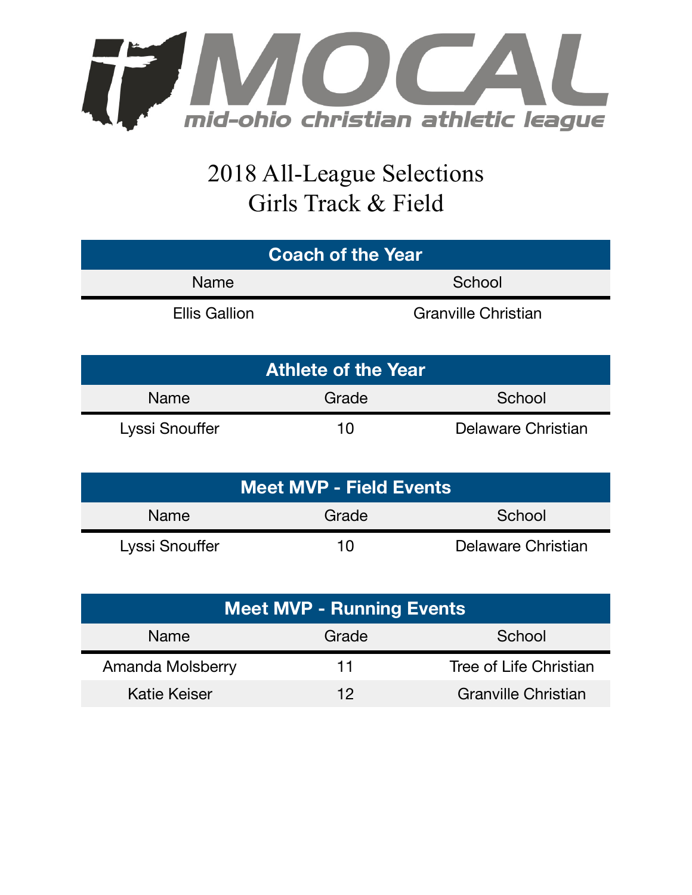MOCAL

mid-ohio christian athletic league

# 2018 All-League Selections
# Girls Track & Field

| Coach of the Year | |
|---|---|
| Name | School |
| Ellis Gallion | Granville Christian |

| Athlete of the Year | | |
|---|---|---|
| Name | Grade | School |
| Lyssi Snouffer | 10 | Delaware Christian |

| Meet MVP - Field Events | | |
|---|---|---|
| Name | Grade | School |
| Lyssi Snouffer | 10 | Delaware Christian |

| Meet MVP - Running Events | | |
|---|---|---|
| Name | Grade | School |
| Amanda Molsberry | 11 | Tree of Life Christian |
| Katie Keiser | 12 | Granville Christian |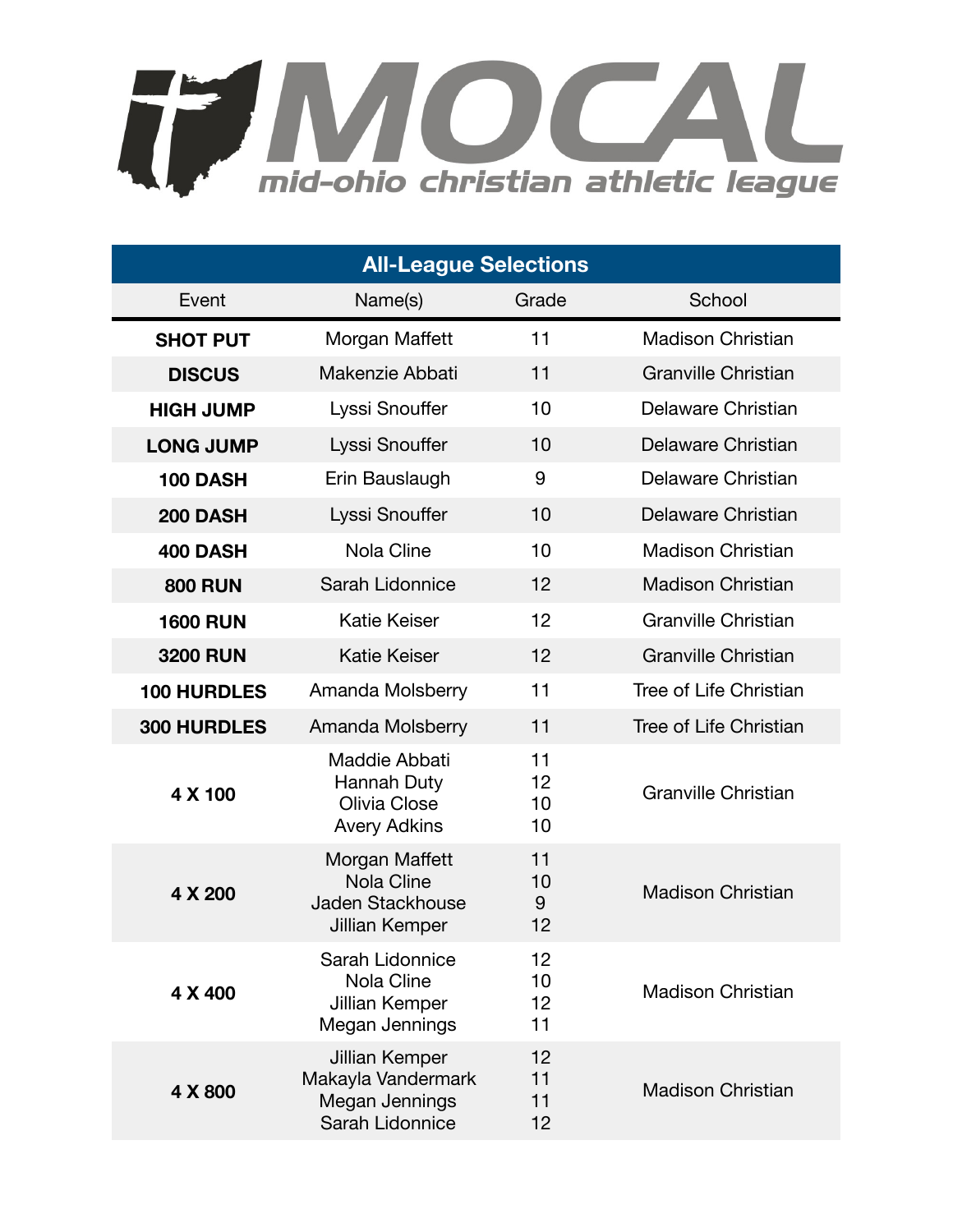# MOCAL

mid-ohio christian athletic league

| All-League Selections | | | |
|---|---|---|---|
| Event | Name(s) | Grade | School |
| **SHOT PUT** | Morgan Maffett | 11 | Madison Christian |
| **DISCUS** | Makenzie Abbati | 11 | Granville Christian |
| **HIGH JUMP** | Lyssi Snouffer | 10 | Delaware Christian |
| **LONG JUMP** | Lyssi Snouffer | 10 | Delaware Christian |
| **100 DASH** | Erin Bauslaugh | 9 | Delaware Christian |
| **200 DASH** | Lyssi Snouffer | 10 | Delaware Christian |
| **400 DASH** | Nola Cline | 10 | Madison Christian |
| **800 RUN** | Sarah Lidonnice | 12 | Madison Christian |
| **1600 RUN** | Katie Keiser | 12 | Granville Christian |
| **3200 RUN** | Katie Keiser | 12 | Granville Christian |
| **100 HURDLES** | Amanda Molsberry | 11 | Tree of Life Christian |
| **300 HURDLES** | Amanda Molsberry | 11 | Tree of Life Christian |
| **4 X 100** | Maddie Abbati<br>Hannah Duty<br>Olivia Close<br>Avery Adkins | 11<br>12<br>10<br>10 | Granville Christian |
| **4 X 200** | Morgan Maffett<br>Nola Cline<br>Jaden Stackhouse<br>Jillian Kemper | 11<br>10<br>9<br>12 | Madison Christian |
| **4 X 400** | Sarah Lidonnice<br>Nola Cline<br>Jillian Kemper<br>Megan Jennings | 12<br>10<br>12<br>11 | Madison Christian |
| **4 X 800** | Jillian Kemper<br>Makayla Vandermark<br>Megan Jennings<br>Sarah Lidonnice | 12<br>11<br>11<br>12 | Madison Christian |